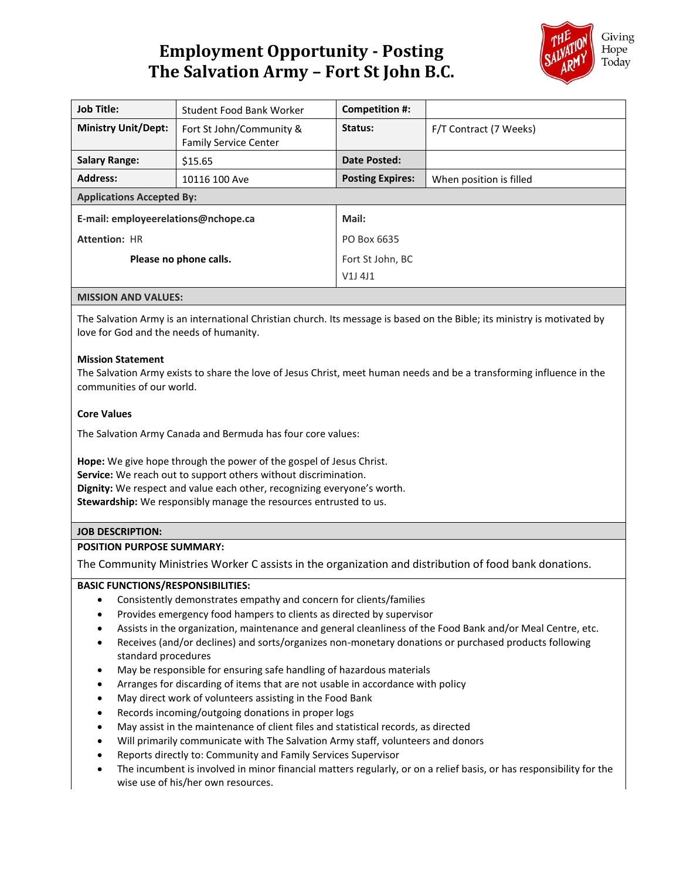# Employment Opportunity - Posting
# The Salvation Army – Fort St John B.C.

Giving Hope Today

| **Job Title:** | Student Food Bank Worker | **Competition #:** | |
|---|---|---|---|
| **Ministry Unit/Dept:** | Fort St John/Community & Family Service Center | **Status:** | F/T Contract (7 Weeks) |
| **Salary Range:** | $15.65 | **Date Posted:** | |
| **Address:** | 10116 100 Ave | **Posting Expires:** | When position is filled |

**Applications Accepted By:**

| | |
|---|---|
| **E-mail: employeerelations@nchope.ca** | **Mail:** |
| **Attention:** HR | PO Box 6635 |
| **Please no phone calls.** | Fort St John, BC |
| | V1J 4J1 |

**MISSION AND VALUES:**

The Salvation Army is an international Christian church. Its message is based on the Bible; its ministry is motivated by love for God and the needs of humanity.

**Mission Statement**

The Salvation Army exists to share the love of Jesus Christ, meet human needs and be a transforming influence in the communities of our world.

**Core Values**

The Salvation Army Canada and Bermuda has four core values:

**Hope:** We give hope through the power of the gospel of Jesus Christ.
**Service:** We reach out to support others without discrimination.
**Dignity:** We respect and value each other, recognizing everyone's worth.
**Stewardship:** We responsibly manage the resources entrusted to us.

**JOB DESCRIPTION:**

**POSITION PURPOSE SUMMARY:**

The Community Ministries Worker C assists in the organization and distribution of food bank donations.

**BASIC FUNCTIONS/RESPONSIBILITIES:**

- Consistently demonstrates empathy and concern for clients/families
- Provides emergency food hampers to clients as directed by supervisor
- Assists in the organization, maintenance and general cleanliness of the Food Bank and/or Meal Centre, etc.
- Receives (and/or declines) and sorts/organizes non-monetary donations or purchased products following standard procedures
- May be responsible for ensuring safe handling of hazardous materials
- Arranges for discarding of items that are not usable in accordance with policy
- May direct work of volunteers assisting in the Food Bank
- Records incoming/outgoing donations in proper logs
- May assist in the maintenance of client files and statistical records, as directed
- Will primarily communicate with The Salvation Army staff, volunteers and donors
- Reports directly to: Community and Family Services Supervisor
- The incumbent is involved in minor financial matters regularly, or on a relief basis, or has responsibility for the wise use of his/her own resources.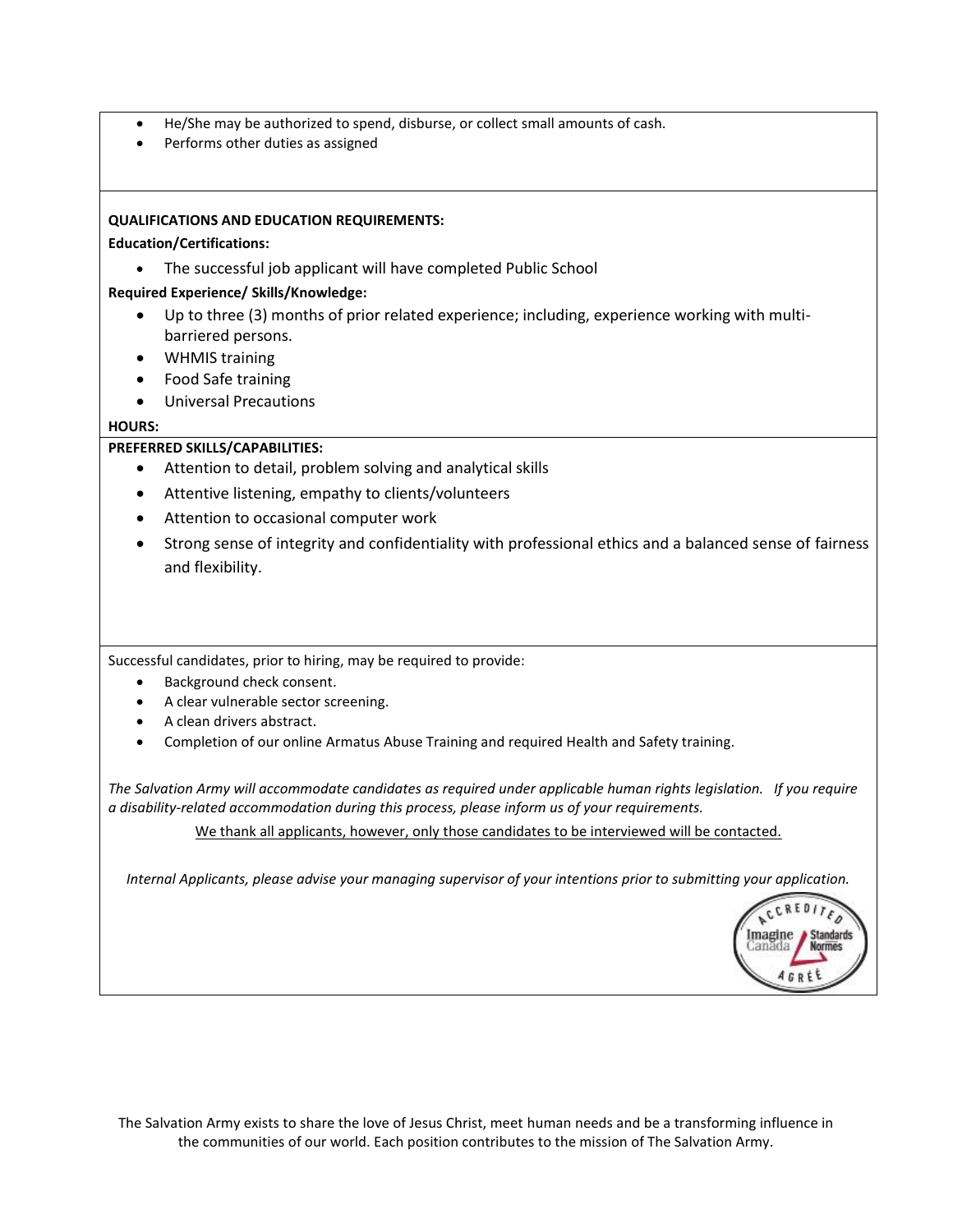- He/She may be authorized to spend, disburse, or collect small amounts of cash.
- Performs other duties as assigned

**QUALIFICATIONS AND EDUCATION REQUIREMENTS:**

**Education/Certifications:**

- The successful job applicant will have completed Public School

**Required Experience/ Skills/Knowledge:**

- Up to three (3) months of prior related experience; including, experience working with multi-barriered persons.
- WHMIS training
- Food Safe training
- Universal Precautions

**HOURS:**

**PREFERRED SKILLS/CAPABILITIES:**

- Attention to detail, problem solving and analytical skills
- Attentive listening, empathy to clients/volunteers
- Attention to occasional computer work
- Strong sense of integrity and confidentiality with professional ethics and a balanced sense of fairness and flexibility.

Successful candidates, prior to hiring, may be required to provide:

- Background check consent.
- A clear vulnerable sector screening.
- A clean drivers abstract.
- Completion of our online Armatus Abuse Training and required Health and Safety training.

*The Salvation Army will accommodate candidates as required under applicable human rights legislation. If you require a disability-related accommodation during this process, please inform us of your requirements.*

We thank all applicants, however, only those candidates to be interviewed will be contacted.

*Internal Applicants, please advise your managing supervisor of your intentions prior to submitting your application.*

ACCREDITED Imagine Canada Standards Normes AGRÉÉ

The Salvation Army exists to share the love of Jesus Christ, meet human needs and be a transforming influence in the communities of our world. Each position contributes to the mission of The Salvation Army.